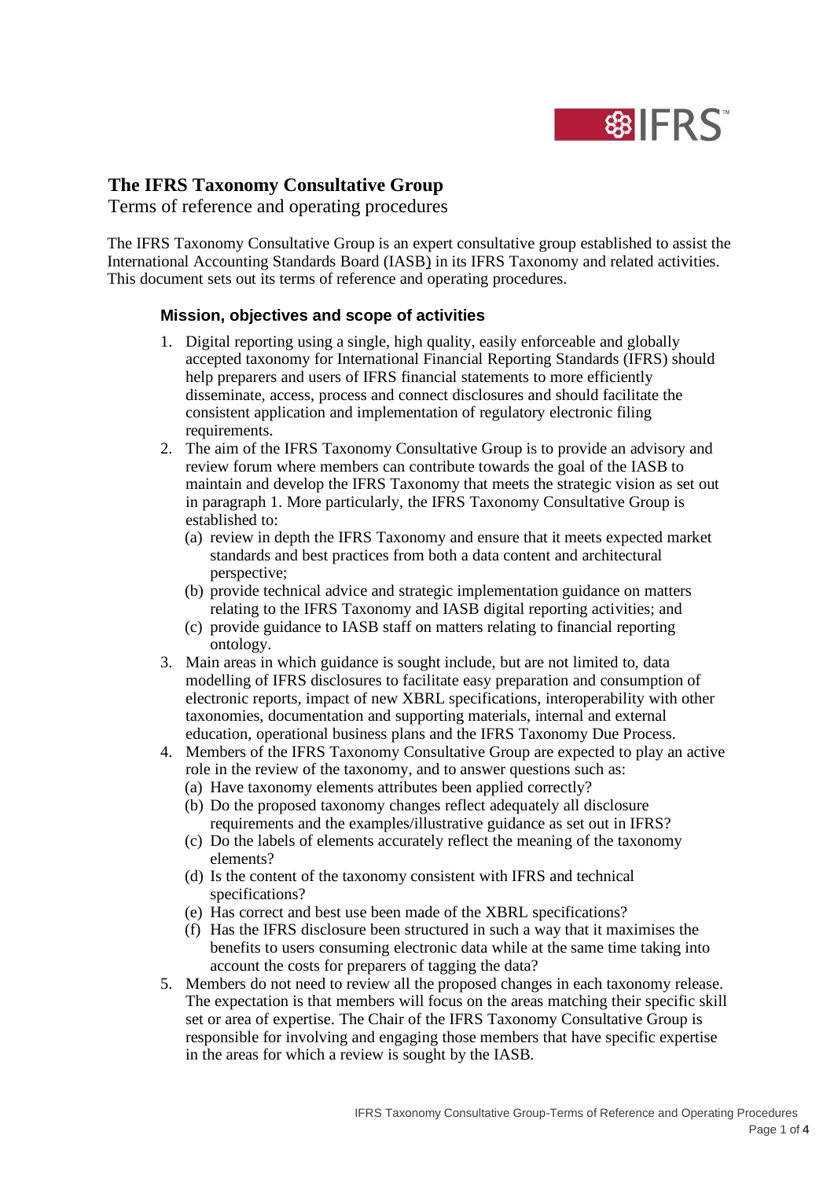# The IFRS Taxonomy Consultative Group

Terms of reference and operating procedures

The IFRS Taxonomy Consultative Group is an expert consultative group established to assist the International Accounting Standards Board (IASB) in its IFRS Taxonomy and related activities. This document sets out its terms of reference and operating procedures.

## Mission, objectives and scope of activities

1. Digital reporting using a single, high quality, easily enforceable and globally accepted taxonomy for International Financial Reporting Standards (IFRS) should help preparers and users of IFRS financial statements to more efficiently disseminate, access, process and connect disclosures and should facilitate the consistent application and implementation of regulatory electronic filing requirements.
2. The aim of the IFRS Taxonomy Consultative Group is to provide an advisory and review forum where members can contribute towards the goal of the IASB to maintain and develop the IFRS Taxonomy that meets the strategic vision as set out in paragraph 1. More particularly, the IFRS Taxonomy Consultative Group is established to:
   - (a) review in depth the IFRS Taxonomy and ensure that it meets expected market standards and best practices from both a data content and architectural perspective;
   - (b) provide technical advice and strategic implementation guidance on matters relating to the IFRS Taxonomy and IASB digital reporting activities; and
   - (c) provide guidance to IASB staff on matters relating to financial reporting ontology.
3. Main areas in which guidance is sought include, but are not limited to, data modelling of IFRS disclosures to facilitate easy preparation and consumption of electronic reports, impact of new XBRL specifications, interoperability with other taxonomies, documentation and supporting materials, internal and external education, operational business plans and the IFRS Taxonomy Due Process.
4. Members of the IFRS Taxonomy Consultative Group are expected to play an active role in the review of the taxonomy, and to answer questions such as:
   - (a) Have taxonomy elements attributes been applied correctly?
   - (b) Do the proposed taxonomy changes reflect adequately all disclosure requirements and the examples/illustrative guidance as set out in IFRS?
   - (c) Do the labels of elements accurately reflect the meaning of the taxonomy elements?
   - (d) Is the content of the taxonomy consistent with IFRS and technical specifications?
   - (e) Has correct and best use been made of the XBRL specifications?
   - (f) Has the IFRS disclosure been structured in such a way that it maximises the benefits to users consuming electronic data while at the same time taking into account the costs for preparers of tagging the data?
5. Members do not need to review all the proposed changes in each taxonomy release. The expectation is that members will focus on the areas matching their specific skill set or area of expertise. The Chair of the IFRS Taxonomy Consultative Group is responsible for involving and engaging those members that have specific expertise in the areas for which a review is sought by the IASB.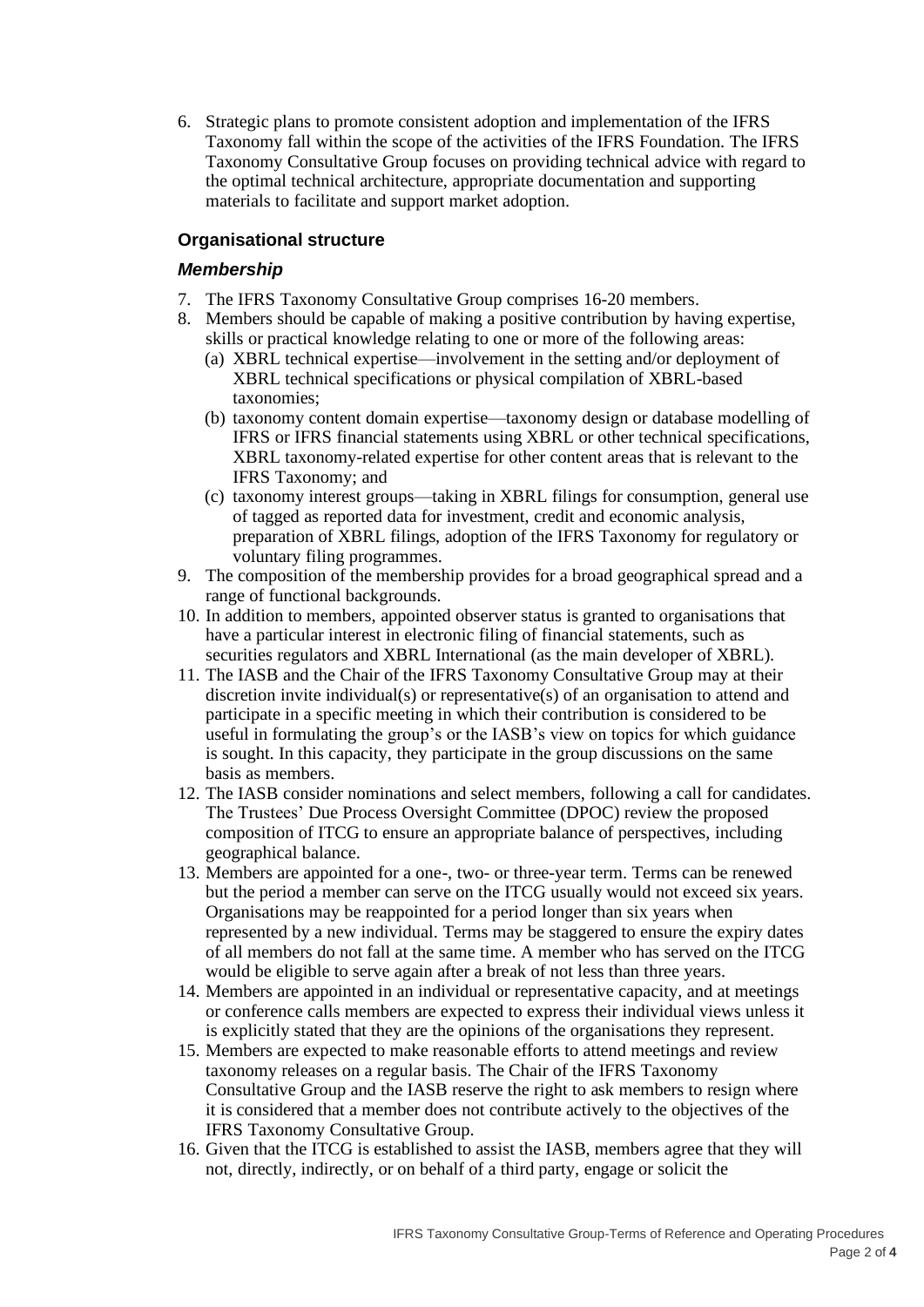6. Strategic plans to promote consistent adoption and implementation of the IFRS Taxonomy fall within the scope of the activities of the IFRS Foundation. The IFRS Taxonomy Consultative Group focuses on providing technical advice with regard to the optimal technical architecture, appropriate documentation and supporting materials to facilitate and support market adoption.

## Organisational structure

### *Membership*

7. The IFRS Taxonomy Consultative Group comprises 16-20 members.
8. Members should be capable of making a positive contribution by having expertise, skills or practical knowledge relating to one or more of the following areas:
   (a) XBRL technical expertise—involvement in the setting and/or deployment of XBRL technical specifications or physical compilation of XBRL-based taxonomies;
   (b) taxonomy content domain expertise—taxonomy design or database modelling of IFRS or IFRS financial statements using XBRL or other technical specifications, XBRL taxonomy-related expertise for other content areas that is relevant to the IFRS Taxonomy; and
   (c) taxonomy interest groups—taking in XBRL filings for consumption, general use of tagged as reported data for investment, credit and economic analysis, preparation of XBRL filings, adoption of the IFRS Taxonomy for regulatory or voluntary filing programmes.
9. The composition of the membership provides for a broad geographical spread and a range of functional backgrounds.
10. In addition to members, appointed observer status is granted to organisations that have a particular interest in electronic filing of financial statements, such as securities regulators and XBRL International (as the main developer of XBRL).
11. The IASB and the Chair of the IFRS Taxonomy Consultative Group may at their discretion invite individual(s) or representative(s) of an organisation to attend and participate in a specific meeting in which their contribution is considered to be useful in formulating the group's or the IASB's view on topics for which guidance is sought. In this capacity, they participate in the group discussions on the same basis as members.
12. The IASB consider nominations and select members, following a call for candidates. The Trustees' Due Process Oversight Committee (DPOC) review the proposed composition of ITCG to ensure an appropriate balance of perspectives, including geographical balance.
13. Members are appointed for a one-, two- or three-year term. Terms can be renewed but the period a member can serve on the ITCG usually would not exceed six years. Organisations may be reappointed for a period longer than six years when represented by a new individual. Terms may be staggered to ensure the expiry dates of all members do not fall at the same time. A member who has served on the ITCG would be eligible to serve again after a break of not less than three years.
14. Members are appointed in an individual or representative capacity, and at meetings or conference calls members are expected to express their individual views unless it is explicitly stated that they are the opinions of the organisations they represent.
15. Members are expected to make reasonable efforts to attend meetings and review taxonomy releases on a regular basis. The Chair of the IFRS Taxonomy Consultative Group and the IASB reserve the right to ask members to resign where it is considered that a member does not contribute actively to the objectives of the IFRS Taxonomy Consultative Group.
16. Given that the ITCG is established to assist the IASB, members agree that they will not, directly, indirectly, or on behalf of a third party, engage or solicit the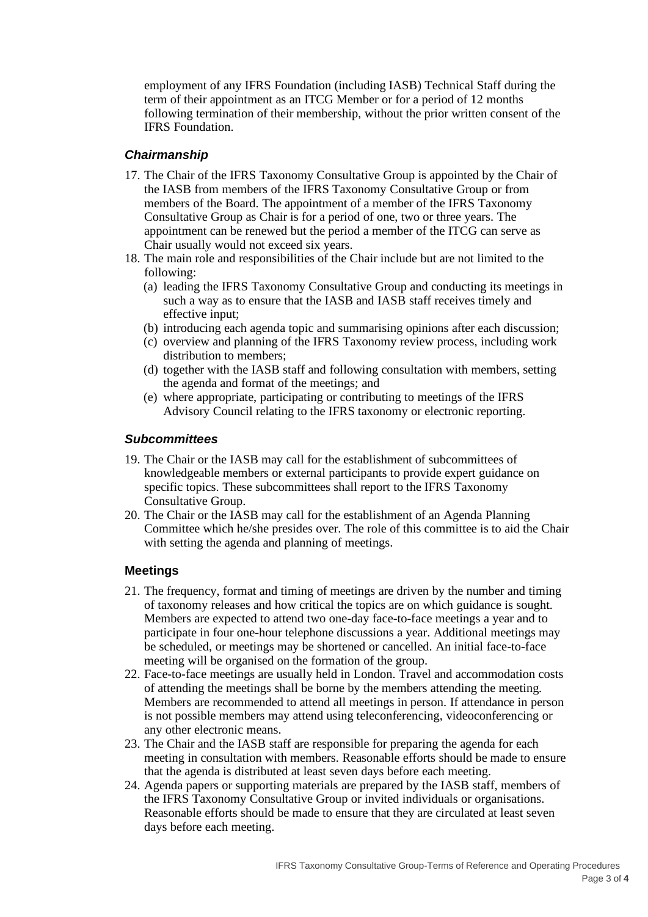employment of any IFRS Foundation (including IASB) Technical Staff during the term of their appointment as an ITCG Member or for a period of 12 months following termination of their membership, without the prior written consent of the IFRS Foundation.

### *Chairmanship*

17. The Chair of the IFRS Taxonomy Consultative Group is appointed by the Chair of the IASB from members of the IFRS Taxonomy Consultative Group or from members of the Board. The appointment of a member of the IFRS Taxonomy Consultative Group as Chair is for a period of one, two or three years. The appointment can be renewed but the period a member of the ITCG can serve as Chair usually would not exceed six years.
18. The main role and responsibilities of the Chair include but are not limited to the following:
    (a) leading the IFRS Taxonomy Consultative Group and conducting its meetings in such a way as to ensure that the IASB and IASB staff receives timely and effective input;
    (b) introducing each agenda topic and summarising opinions after each discussion;
    (c) overview and planning of the IFRS Taxonomy review process, including work distribution to members;
    (d) together with the IASB staff and following consultation with members, setting the agenda and format of the meetings; and
    (e) where appropriate, participating or contributing to meetings of the IFRS Advisory Council relating to the IFRS taxonomy or electronic reporting.

### *Subcommittees*

19. The Chair or the IASB may call for the establishment of subcommittees of knowledgeable members or external participants to provide expert guidance on specific topics. These subcommittees shall report to the IFRS Taxonomy Consultative Group.
20. The Chair or the IASB may call for the establishment of an Agenda Planning Committee which he/she presides over. The role of this committee is to aid the Chair with setting the agenda and planning of meetings.

## Meetings

21. The frequency, format and timing of meetings are driven by the number and timing of taxonomy releases and how critical the topics are on which guidance is sought. Members are expected to attend two one-day face-to-face meetings a year and to participate in four one-hour telephone discussions a year. Additional meetings may be scheduled, or meetings may be shortened or cancelled. An initial face-to-face meeting will be organised on the formation of the group.
22. Face-to-face meetings are usually held in London. Travel and accommodation costs of attending the meetings shall be borne by the members attending the meeting. Members are recommended to attend all meetings in person. If attendance in person is not possible members may attend using teleconferencing, videoconferencing or any other electronic means.
23. The Chair and the IASB staff are responsible for preparing the agenda for each meeting in consultation with members. Reasonable efforts should be made to ensure that the agenda is distributed at least seven days before each meeting.
24. Agenda papers or supporting materials are prepared by the IASB staff, members of the IFRS Taxonomy Consultative Group or invited individuals or organisations. Reasonable efforts should be made to ensure that they are circulated at least seven days before each meeting.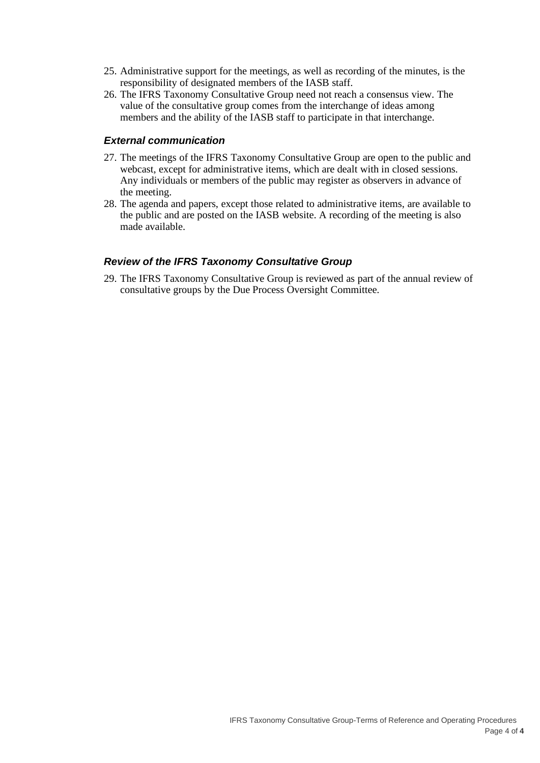25. Administrative support for the meetings, as well as recording of the minutes, is the responsibility of designated members of the IASB staff.
26. The IFRS Taxonomy Consultative Group need not reach a consensus view. The value of the consultative group comes from the interchange of ideas among members and the ability of the IASB staff to participate in that interchange.

### *External communication*

27. The meetings of the IFRS Taxonomy Consultative Group are open to the public and webcast, except for administrative items, which are dealt with in closed sessions. Any individuals or members of the public may register as observers in advance of the meeting.
28. The agenda and papers, except those related to administrative items, are available to the public and are posted on the IASB website. A recording of the meeting is also made available.

### *Review of the IFRS Taxonomy Consultative Group*

29. The IFRS Taxonomy Consultative Group is reviewed as part of the annual review of consultative groups by the Due Process Oversight Committee.